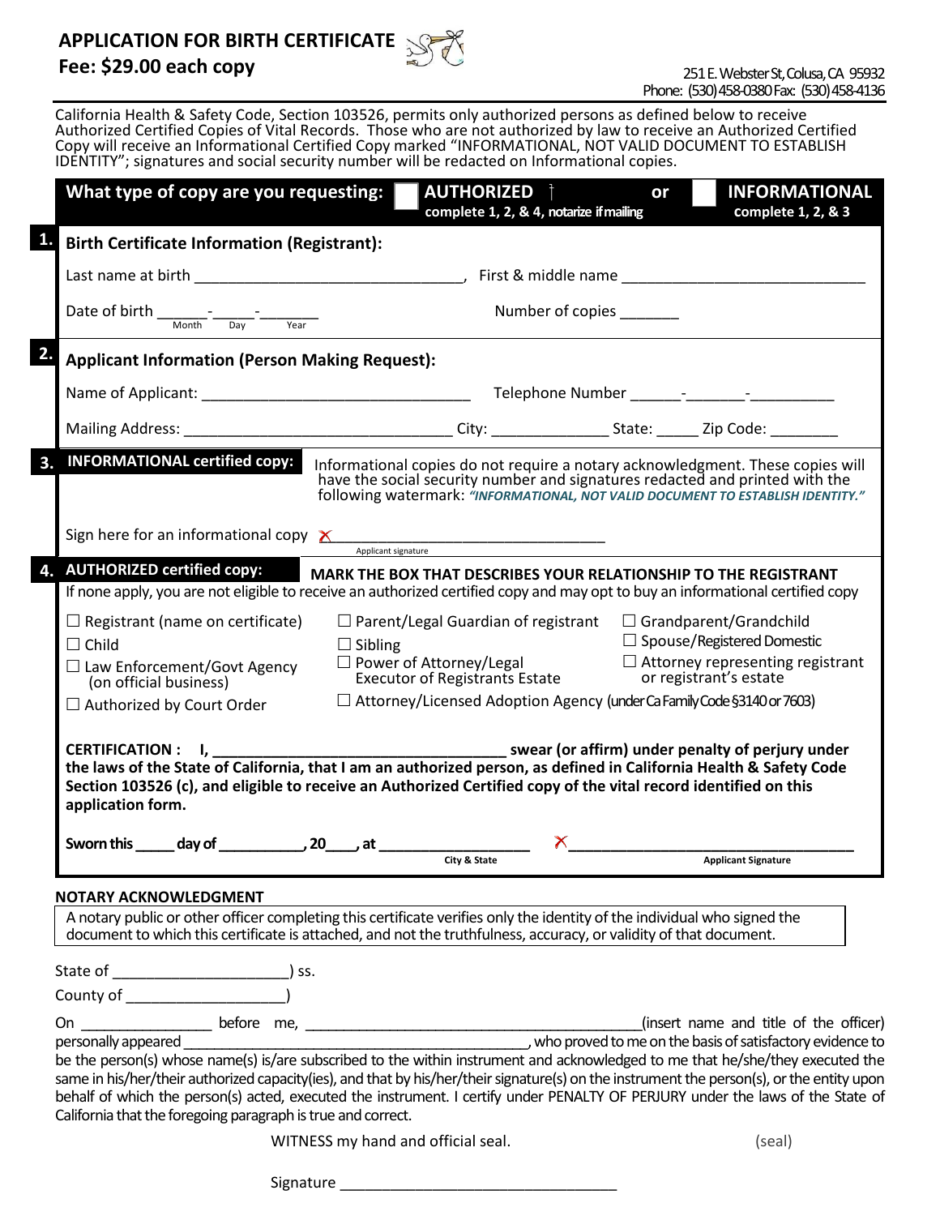# APPLICATION FOR BIRTH CERTIFICATE

**Fee: $29.00 each copy**

251 E. Webster St, Colusa, CA 95932
Phone: (530) 458-0380 Fax: (530) 458-4136

California Health & Safety Code, Section 103526, permits only authorized persons as defined below to receive Authorized Certified Copies of Vital Records. Those who are not authorized by law to receive an Authorized Certified Copy will receive an Informational Certified Copy marked "INFORMATIONAL, NOT VALID DOCUMENT TO ESTABLISH IDENTITY"; signatures and social security number will be redacted on Informational copies.

**What type of copy are you requesting:** ☐ **AUTHORIZED** † complete 1, 2, & 4, notarize if mailing **or** ☐ **INFORMATIONAL** complete 1, 2, & 3

## 1. Birth Certificate Information (Registrant):

Last name at birth ______________________________, First & middle name ____________________________

Date of birth ______-_____-_______ (Month Day Year) Number of copies _______

## 2. Applicant Information (Person Making Request):

Name of Applicant: ________________________________ Telephone Number ______-_______-__________

Mailing Address: ________________________________ City: ______________ State: _____ Zip Code: ________

## 3. INFORMATIONAL certified copy:

Informational copies do not require a notary acknowledgment. These copies will have the social security number and signatures redacted and printed with the following watermark: ***"INFORMATIONAL, NOT VALID DOCUMENT TO ESTABLISH IDENTITY."***

Sign here for an informational copy X________________________________
Applicant signature

## 4. AUTHORIZED certified copy:

**MARK THE BOX THAT DESCRIBES YOUR RELATIONSHIP TO THE REGISTRANT**

If none apply, you are not eligible to receive an authorized certified copy and may opt to buy an informational certified copy

- ☐ Registrant (name on certificate)
- ☐ Child
- ☐ Law Enforcement/Govt Agency (on official business)
- ☐ Authorized by Court Order
- ☐ Parent/Legal Guardian of registrant
- ☐ Sibling
- ☐ Power of Attorney/Legal Executor of Registrants Estate
- ☐ Attorney/Licensed Adoption Agency (under Ca Family Code §3140 or 7603)
- ☐ Grandparent/Grandchild
- ☐ Spouse/Registered Domestic
- ☐ Attorney representing registrant or registrant's estate

**CERTIFICATION : I, __________________________________ swear (or affirm) under penalty of perjury under the laws of the State of California, that I am an authorized person, as defined in California Health & Safety Code Section 103526 (c), and eligible to receive an Authorized Certified copy of the vital record identified on this application form.**

**Sworn this _____ day of ___________, 20____, at ___________________ X_________________________________**
City & State Applicant Signature

## NOTARY ACKNOWLEDGMENT

A notary public or other officer completing this certificate verifies only the identity of the individual who signed the document to which this certificate is attached, and not the truthfulness, accuracy, or validity of that document.

State of _____________________) ss.

County of ___________________)

On ________________ before me, ____________________________________________(insert name and title of the officer) personally appeared _________________________________________, who proved to me on the basis of satisfactory evidence to be the person(s) whose name(s) is/are subscribed to the within instrument and acknowledged to me that he/she/they executed the same in his/her/their authorized capacity(ies), and that by his/her/their signature(s) on the instrument the person(s), or the entity upon behalf of which the person(s) acted, executed the instrument. I certify under PENALTY OF PERJURY under the laws of the State of California that the foregoing paragraph is true and correct.

WITNESS my hand and official seal. (seal)

Signature _________________________________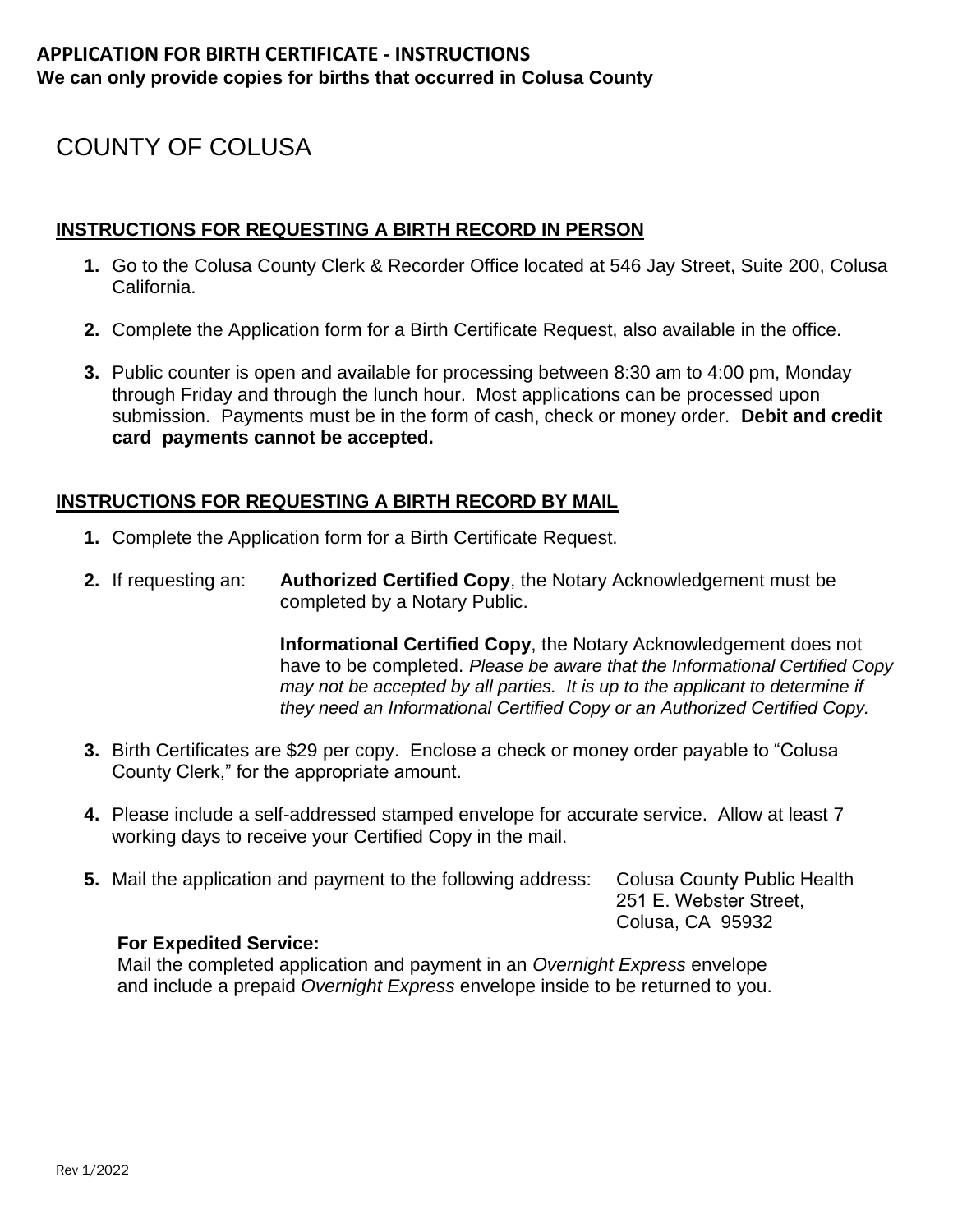**APPLICATION FOR BIRTH CERTIFICATE - INSTRUCTIONS**
**We can only provide copies for births that occurred in Colusa County**

# COUNTY OF COLUSA

## INSTRUCTIONS FOR REQUESTING A BIRTH RECORD IN PERSON

1. Go to the Colusa County Clerk & Recorder Office located at 546 Jay Street, Suite 200, Colusa California.
2. Complete the Application form for a Birth Certificate Request, also available in the office.
3. Public counter is open and available for processing between 8:30 am to 4:00 pm, Monday through Friday and through the lunch hour. Most applications can be processed upon submission. Payments must be in the form of cash, check or money order. **Debit and credit card payments cannot be accepted.**

## INSTRUCTIONS FOR REQUESTING A BIRTH RECORD BY MAIL

1. Complete the Application form for a Birth Certificate Request.
2. If requesting an: **Authorized Certified Copy**, the Notary Acknowledgement must be completed by a Notary Public.

   **Informational Certified Copy**, the Notary Acknowledgement does not have to be completed. *Please be aware that the Informational Certified Copy may not be accepted by all parties. It is up to the applicant to determine if they need an Informational Certified Copy or an Authorized Certified Copy.*
3. Birth Certificates are $29 per copy. Enclose a check or money order payable to "Colusa County Clerk," for the appropriate amount.
4. Please include a self-addressed stamped envelope for accurate service. Allow at least 7 working days to receive your Certified Copy in the mail.
5. Mail the application and payment to the following address: Colusa County Public Health
   251 E. Webster Street,
   Colusa, CA 95932

   **For Expedited Service:**
   Mail the completed application and payment in an *Overnight Express* envelope and include a prepaid *Overnight Express* envelope inside to be returned to you.

Rev 1/2022